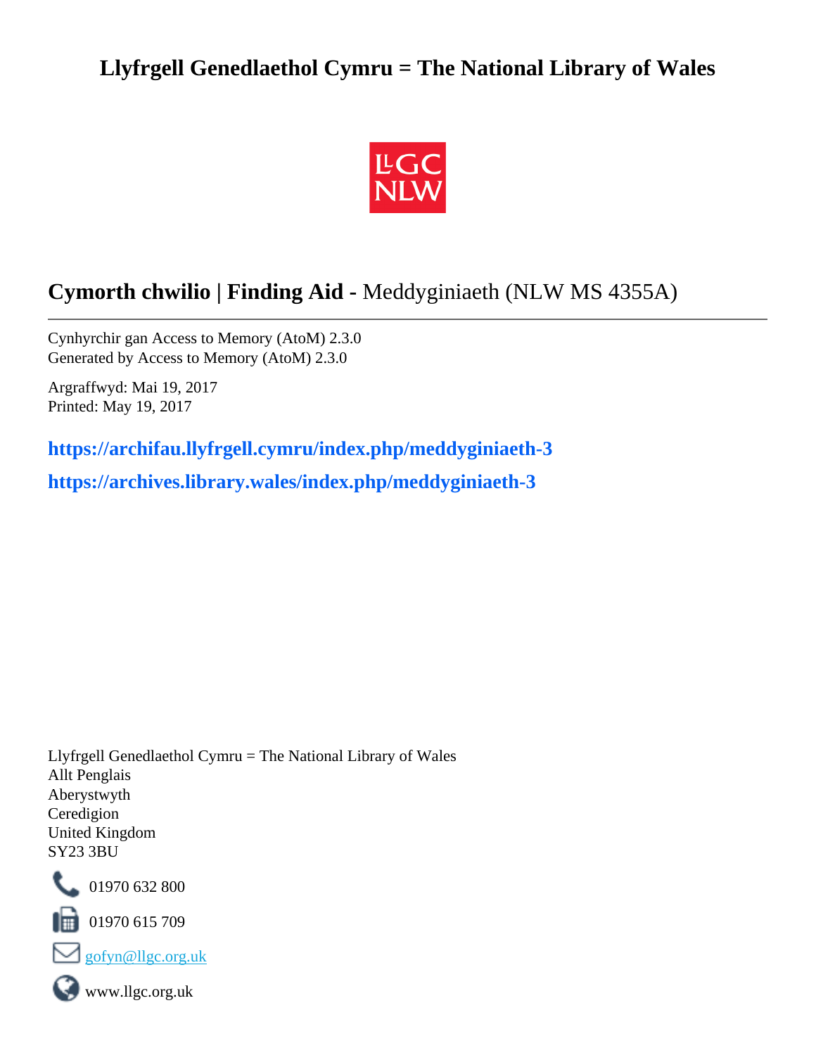# Llyfrgell Genedlaethol Cymru = The National Library of Wales

## **Cymorth chwilio | Finding Aid** - Meddyginiaeth (NLW MS 4355A)

---

Cynhyrchir gan Access to Memory (AtoM) 2.3.0
Generated by Access to Memory (AtoM) 2.3.0

Argraffwyd: Mai 19, 2017
Printed: May 19, 2017

**https://archifau.llyfrgell.cymru/index.php/meddyginiaeth-3**

**https://archives.library.wales/index.php/meddyginiaeth-3**

Llyfrgell Genedlaethol Cymru = The National Library of Wales
Allt Penglais
Aberystwyth
Ceredigion
United Kingdom
SY23 3BU

01970 632 800

01970 615 709

gofyn@llgc.org.uk

www.llgc.org.uk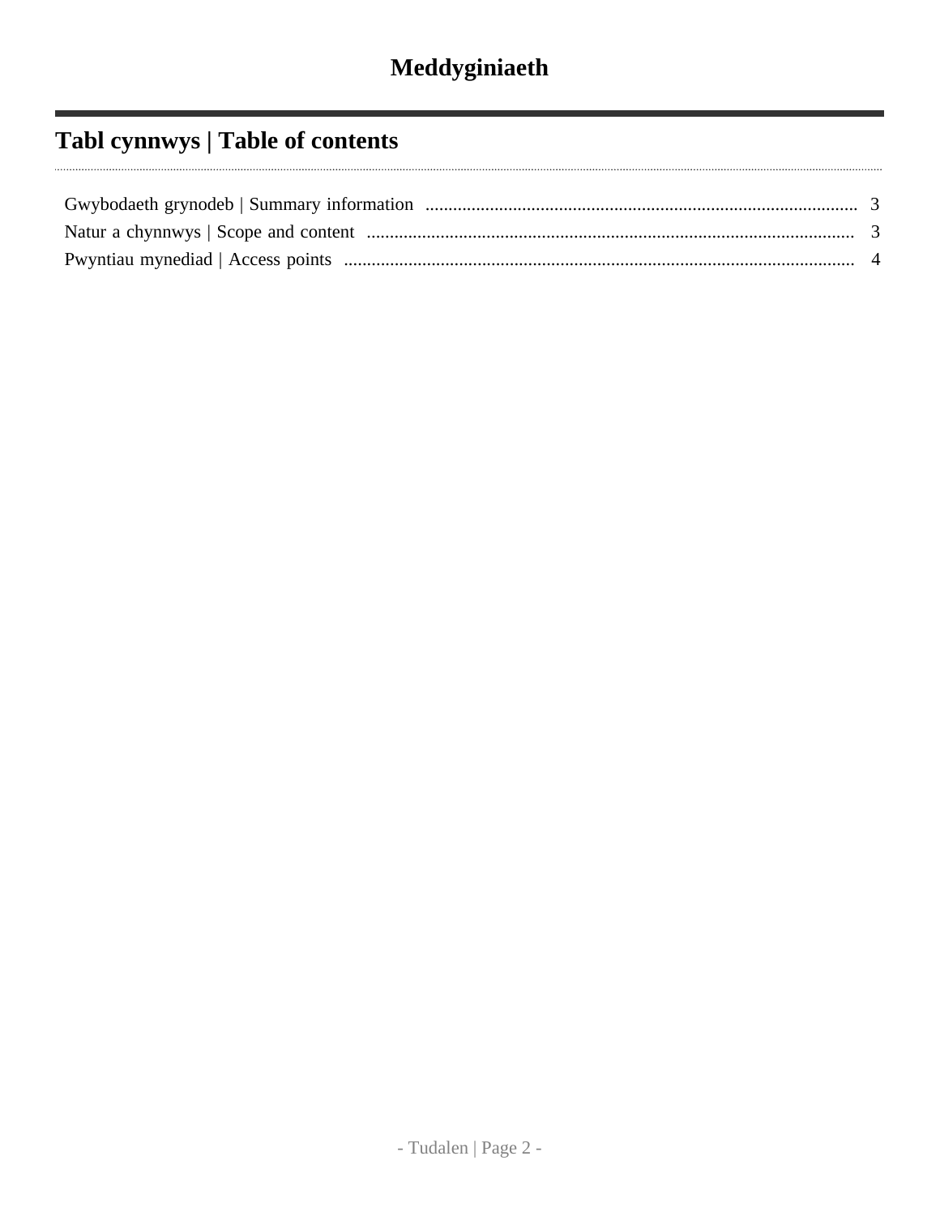# Meddyginiaeth

## Tabl cynnwys | Table of contents

- Gwybodaeth grynodeb | Summary information ... 3
- Natur a chynnwys | Scope and content ... 3
- Pwyntiau mynediad | Access points ... 4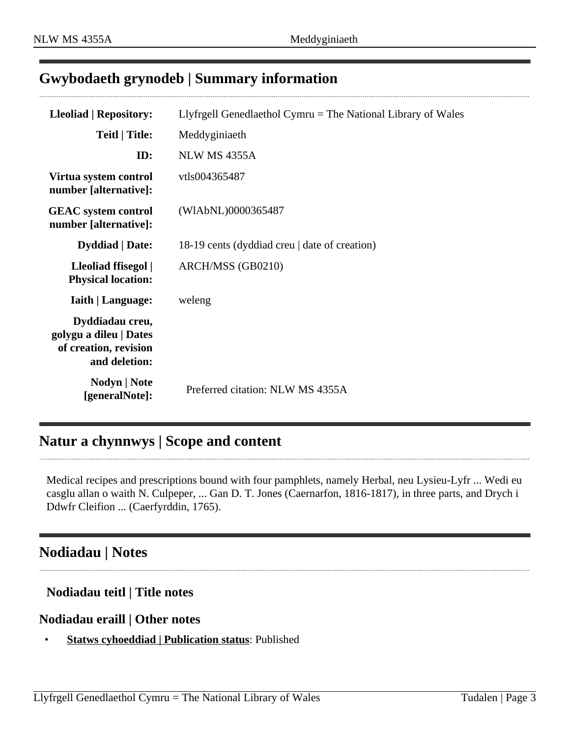## Gwybodaeth grynodeb | Summary information

| | |
|---|---|
| **Lleoliad \| Repository:** | Llyfrgell Genedlaethol Cymru = The National Library of Wales |
| **Teitl \| Title:** | Meddyginiaeth |
| **ID:** | NLW MS 4355A |
| **Virtua system control number [alternative]:** | vtls004365487 |
| **GEAC system control number [alternative]:** | (WlAbNL)0000365487 |
| **Dyddiad \| Date:** | 18-19 cents (dyddiad creu \| date of creation) |
| **Lleoliad ffisegol \| Physical location:** | ARCH/MSS (GB0210) |
| **Iaith \| Language:** | weleng |
| **Dyddiadau creu, golygu a dileu \| Dates of creation, revision and deletion:** | |
| **Nodyn \| Note [generalNote]:** | Preferred citation: NLW MS 4355A |

## Natur a chynnwys | Scope and content

Medical recipes and prescriptions bound with four pamphlets, namely Herbal, neu Lysieu-Lyfr ... Wedi eu casglu allan o waith N. Culpeper, ... Gan D. T. Jones (Caernarfon, 1816-1817), in three parts, and Drych i Ddwfr Cleifion ... (Caerfyrddin, 1765).

## Nodiadau | Notes

### Nodiadau teitl | Title notes

### Nodiadau eraill | Other notes

- **Statws cyhoeddiad | Publication status**: Published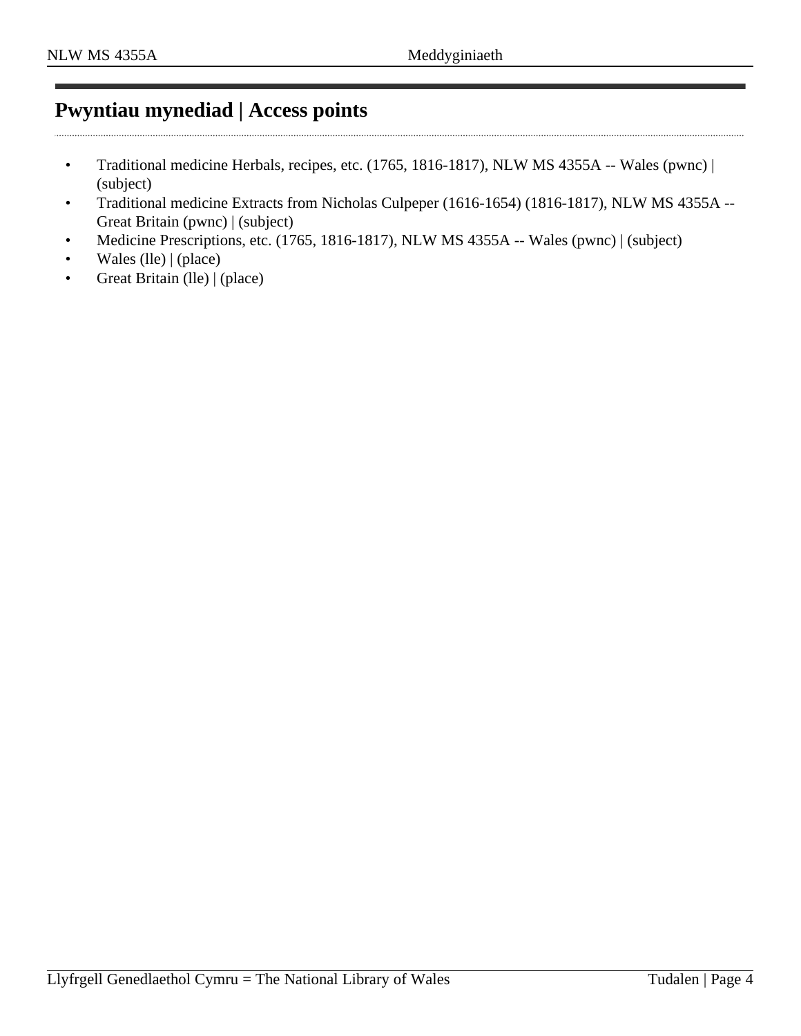## Pwyntiau mynediad | Access points

- Traditional medicine Herbals, recipes, etc. (1765, 1816-1817), NLW MS 4355A -- Wales (pwnc) | (subject)
- Traditional medicine Extracts from Nicholas Culpeper (1616-1654) (1816-1817), NLW MS 4355A -- Great Britain (pwnc) | (subject)
- Medicine Prescriptions, etc. (1765, 1816-1817), NLW MS 4355A -- Wales (pwnc) | (subject)
- Wales (lle) | (place)
- Great Britain (lle) | (place)